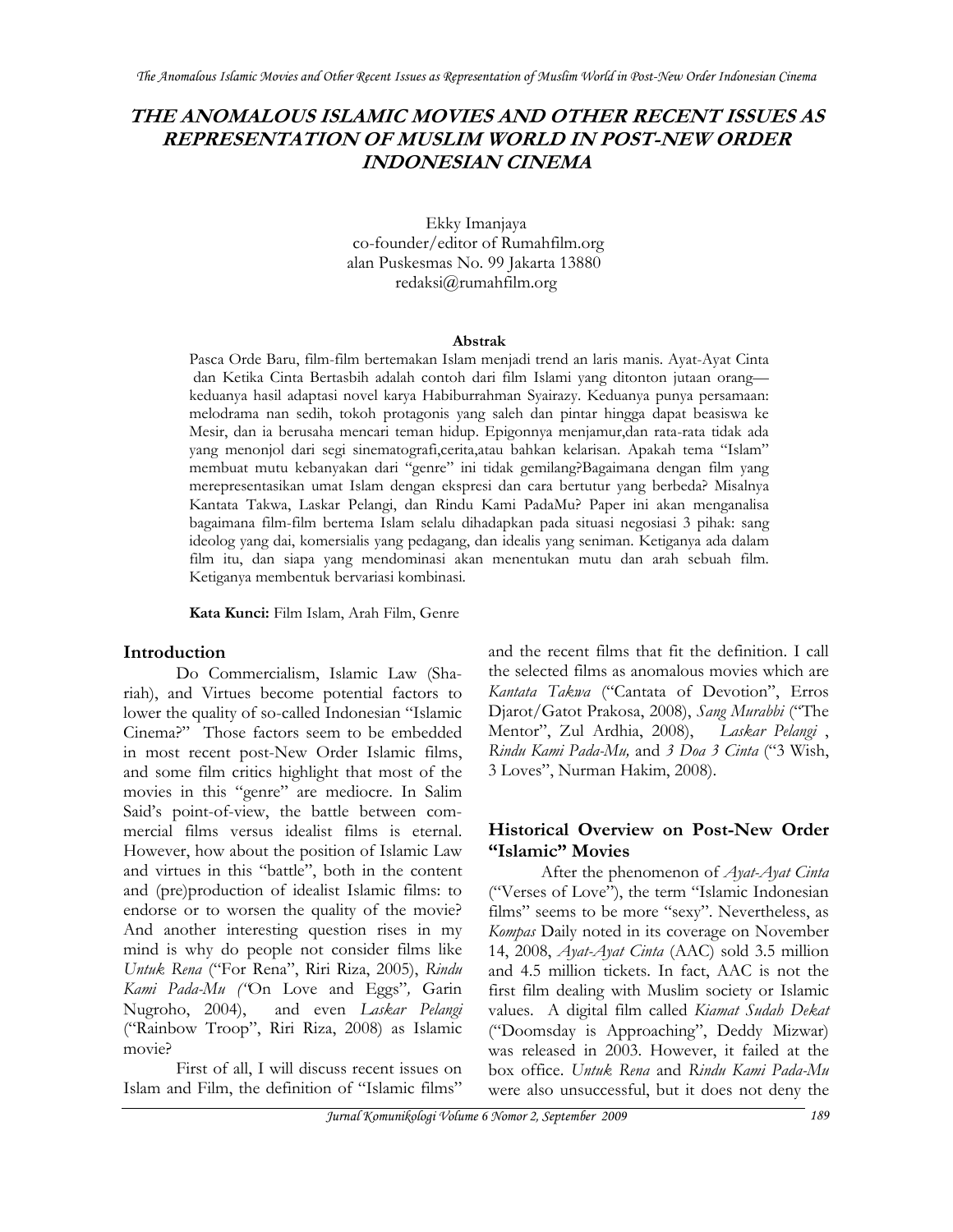# THE ANOMALOUS ISLAMIC MOVIES AND OTHER RECENT ISSUES AS REPRESENTATION OF MUSLIM WORLD IN POST-NEW ORDER INDONESIAN CINEMA

Ekky Imanjaya
co-founder/editor of Rumahfilm.org
alan Puskesmas No. 99 Jakarta 13880
redaksi@rumahfilm.org

**Abstrak**

Pasca Orde Baru, film-film bertemakan Islam menjadi trend an laris manis. Ayat-Ayat Cinta dan Ketika Cinta Bertasbih adalah contoh dari film Islami yang ditonton jutaan orang—keduanya hasil adaptasi novel karya Habiburrahman Syairazy. Keduanya punya persamaan: melodrama nan sedih, tokoh protagonis yang saleh dan pintar hingga dapat beasiswa ke Mesir, dan ia berusaha mencari teman hidup. Epigonnya menjamur,dan rata-rata tidak ada yang menonjol dari segi sinematografi,cerita,atau bahkan kelarisan. Apakah tema "Islam" membuat mutu kebanyakan dari "genre" ini tidak gemilang?Bagaimana dengan film yang merepresentasikan umat Islam dengan ekspresi dan cara bertutur yang berbeda? Misalnya Kantata Takwa, Laskar Pelangi, dan Rindu Kami PadaMu? Paper ini akan menganalisa bagaimana film-film bertema Islam selalu dihadapkan pada situasi negosiasi 3 pihak: sang ideolog yang dai, komersialis yang pedagang, dan idealis yang seniman. Ketiganya ada dalam film itu, dan siapa yang mendominasi akan menentukan mutu dan arah sebuah film. Ketiganya membentuk bervariasi kombinasi.

**Kata Kunci:** Film Islam, Arah Film, Genre

## Introduction

Do Commercialism, Islamic Law (Shariah), and Virtues become potential factors to lower the quality of so-called Indonesian "Islamic Cinema?" Those factors seem to be embedded in most recent post-New Order Islamic films, and some film critics highlight that most of the movies in this "genre" are mediocre. In Salim Said's point-of-view, the battle between commercial films versus idealist films is eternal. However, how about the position of Islamic Law and virtues in this "battle", both in the content and (pre)production of idealist Islamic films: to endorse or to worsen the quality of the movie? And another interesting question rises in my mind is why do people not consider films like *Untuk Rena* ("For Rena", Riri Riza, 2005), *Rindu Kami Pada-Mu* ("On Love and Eggs", Garin Nugroho, 2004), and even *Laskar Pelangi* ("Rainbow Troop", Riri Riza, 2008) as Islamic movie?

First of all, I will discuss recent issues on Islam and Film, the definition of "Islamic films" and the recent films that fit the definition. I call the selected films as anomalous movies which are *Kantata Takwa* ("Cantata of Devotion", Erros Djarot/Gatot Prakosa, 2008), *Sang Murabbi* ("The Mentor", Zul Ardhia, 2008), *Laskar Pelangi* , *Rindu Kami Pada-Mu,* and *3 Doa 3 Cinta* ("3 Wish, 3 Loves", Nurman Hakim, 2008).

## Historical Overview on Post-New Order "Islamic" Movies

After the phenomenon of *Ayat-Ayat Cinta* ("Verses of Love"), the term "Islamic Indonesian films" seems to be more "sexy". Nevertheless, as *Kompas* Daily noted in its coverage on November 14, 2008, *Ayat-Ayat Cinta* (AAC) sold 3.5 million and 4.5 million tickets. In fact, AAC is not the first film dealing with Muslim society or Islamic values. A digital film called *Kiamat Sudah Dekat* ("Doomsday is Approaching", Deddy Mizwar) was released in 2003. However, it failed at the box office. *Untuk Rena* and *Rindu Kami Pada-Mu* were also unsuccessful, but it does not deny the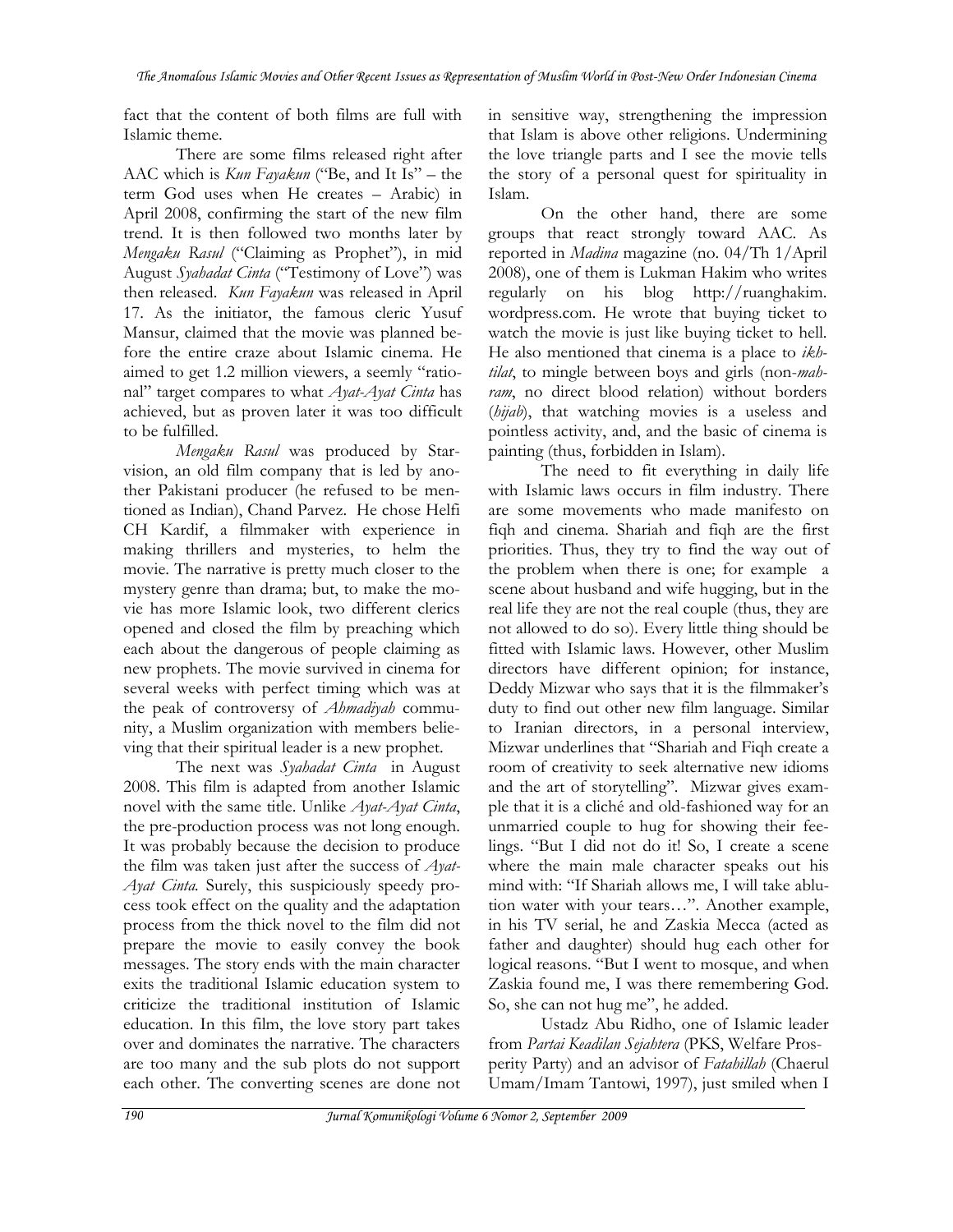fact that the content of both films are full with Islamic theme.

There are some films released right after AAC which is *Kun Fayakun* ("Be, and It Is" – the term God uses when He creates – Arabic) in April 2008, confirming the start of the new film trend. It is then followed two months later by *Mengaku Rasul* ("Claiming as Prophet"), in mid August *Syahadat Cinta* ("Testimony of Love") was then released. *Kun Fayakun* was released in April 17. As the initiator, the famous cleric Yusuf Mansur, claimed that the movie was planned before the entire craze about Islamic cinema. He aimed to get 1.2 million viewers, a seemly "rational" target compares to what *Ayat-Ayat Cinta* has achieved, but as proven later it was too difficult to be fulfilled.

*Mengaku Rasul* was produced by Starvision, an old film company that is led by another Pakistani producer (he refused to be mentioned as Indian), Chand Parvez. He chose Helfi CH Kardif, a filmmaker with experience in making thrillers and mysteries, to helm the movie. The narrative is pretty much closer to the mystery genre than drama; but, to make the movie has more Islamic look, two different clerics opened and closed the film by preaching which each about the dangerous of people claiming as new prophets. The movie survived in cinema for several weeks with perfect timing which was at the peak of controversy of *Ahmadiyah* community, a Muslim organization with members believing that their spiritual leader is a new prophet.

The next was *Syahadat Cinta* in August 2008. This film is adapted from another Islamic novel with the same title. Unlike *Ayat-Ayat Cinta*, the pre-production process was not long enough. It was probably because the decision to produce the film was taken just after the success of *Ayat-Ayat Cinta.* Surely, this suspiciously speedy process took effect on the quality and the adaptation process from the thick novel to the film did not prepare the movie to easily convey the book messages. The story ends with the main character exits the traditional Islamic education system to criticize the traditional institution of Islamic education. In this film, the love story part takes over and dominates the narrative. The characters are too many and the sub plots do not support each other. The converting scenes are done not in sensitive way, strengthening the impression that Islam is above other religions. Undermining the love triangle parts and I see the movie tells the story of a personal quest for spirituality in Islam.

On the other hand, there are some groups that react strongly toward AAC. As reported in *Madina* magazine (no. 04/Th 1/April 2008), one of them is Lukman Hakim who writes regularly on his blog http://ruanghakim.wordpress.com. He wrote that buying ticket to watch the movie is just like buying ticket to hell. He also mentioned that cinema is a place to *ikhtilat*, to mingle between boys and girls (non-*mahram*, no direct blood relation) without borders (*hijab*), that watching movies is a useless and pointless activity, and, and the basic of cinema is painting (thus, forbidden in Islam).

The need to fit everything in daily life with Islamic laws occurs in film industry. There are some movements who made manifesto on fiqh and cinema. Shariah and fiqh are the first priorities. Thus, they try to find the way out of the problem when there is one; for example a scene about husband and wife hugging, but in the real life they are not the real couple (thus, they are not allowed to do so). Every little thing should be fitted with Islamic laws. However, other Muslim directors have different opinion; for instance, Deddy Mizwar who says that it is the filmmaker's duty to find out other new film language. Similar to Iranian directors, in a personal interview, Mizwar underlines that "Shariah and Fiqh create a room of creativity to seek alternative new idioms and the art of storytelling". Mizwar gives example that it is a cliché and old-fashioned way for an unmarried couple to hug for showing their feelings. "But I did not do it! So, I create a scene where the main male character speaks out his mind with: "If Shariah allows me, I will take ablution water with your tears…". Another example, in his TV serial, he and Zaskia Mecca (acted as father and daughter) should hug each other for logical reasons. "But I went to mosque, and when Zaskia found me, I was there remembering God. So, she can not hug me", he added.

Ustadz Abu Ridho, one of Islamic leader from *Partai Keadilan Sejahtera* (PKS, Welfare Prosperity Party) and an advisor of *Fatahillah* (Chaerul Umam/Imam Tantowi, 1997), just smiled when I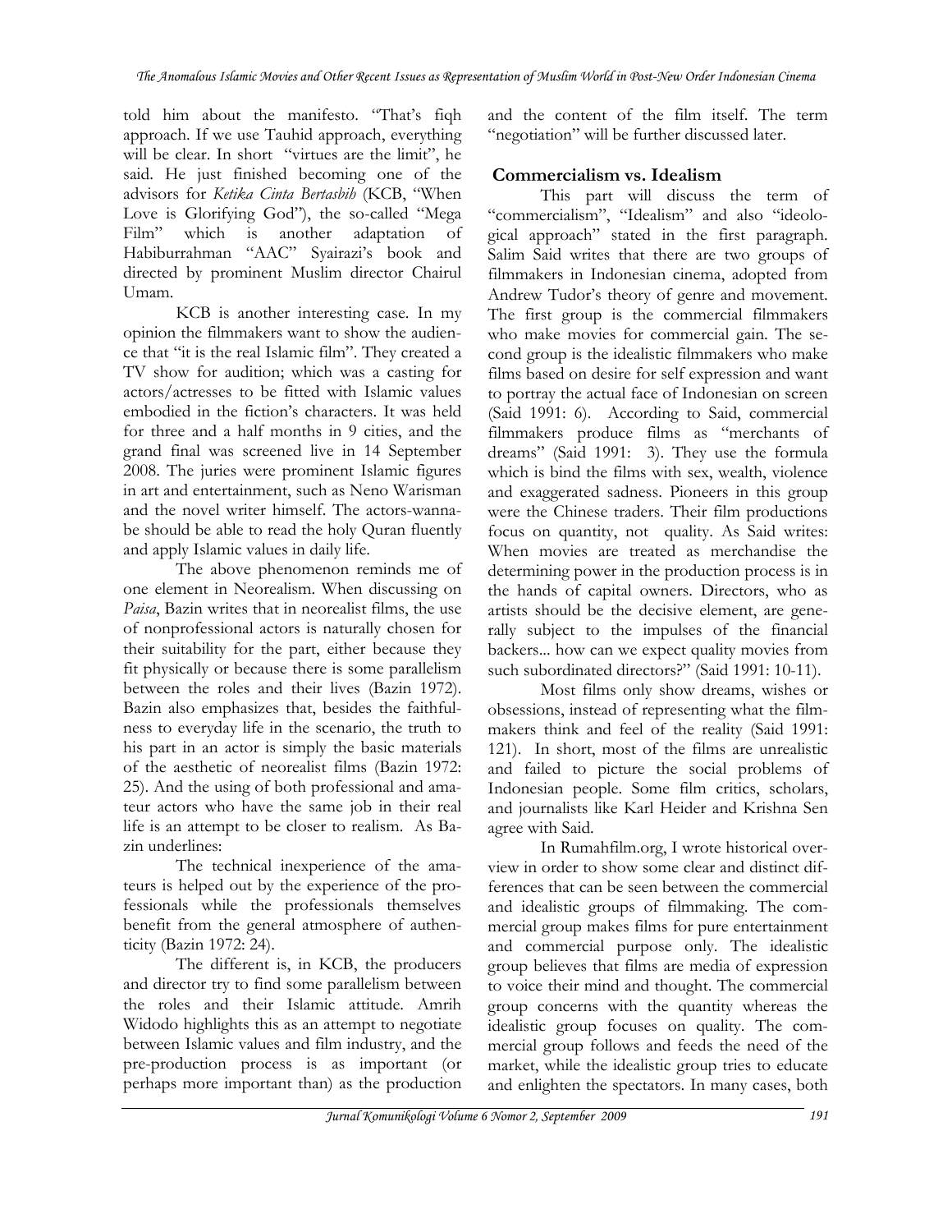told him about the manifesto. "That's fiqh approach. If we use Tauhid approach, everything will be clear. In short "virtues are the limit", he said. He just finished becoming one of the advisors for *Ketika Cinta Bertasbih* (KCB, "When Love is Glorifying God"), the so-called "Mega Film" which is another adaptation of Habiburrahman "AAC" Syairazi's book and directed by prominent Muslim director Chairul Umam.

KCB is another interesting case. In my opinion the filmmakers want to show the audience that "it is the real Islamic film". They created a TV show for audition; which was a casting for actors/actresses to be fitted with Islamic values embodied in the fiction's characters. It was held for three and a half months in 9 cities, and the grand final was screened live in 14 September 2008. The juries were prominent Islamic figures in art and entertainment, such as Neno Warisman and the novel writer himself. The actors-wanna-be should be able to read the holy Quran fluently and apply Islamic values in daily life.

The above phenomenon reminds me of one element in Neorealism. When discussing on *Paisa*, Bazin writes that in neorealist films, the use of nonprofessional actors is naturally chosen for their suitability for the part, either because they fit physically or because there is some parallelism between the roles and their lives (Bazin 1972). Bazin also emphasizes that, besides the faithfulness to everyday life in the scenario, the truth to his part in an actor is simply the basic materials of the aesthetic of neorealist films (Bazin 1972: 25). And the using of both professional and amateur actors who have the same job in their real life is an attempt to be closer to realism. As Bazin underlines:

The technical inexperience of the amateurs is helped out by the experience of the professionals while the professionals themselves benefit from the general atmosphere of authenticity (Bazin 1972: 24).

The different is, in KCB, the producers and director try to find some parallelism between the roles and their Islamic attitude. Amrih Widodo highlights this as an attempt to negotiate between Islamic values and film industry, and the pre-production process is as important (or perhaps more important than) as the production and the content of the film itself. The term "negotiation" will be further discussed later.

## Commercialism vs. Idealism

This part will discuss the term of "commercialism", "Idealism" and also "ideological approach" stated in the first paragraph. Salim Said writes that there are two groups of filmmakers in Indonesian cinema, adopted from Andrew Tudor's theory of genre and movement. The first group is the commercial filmmakers who make movies for commercial gain. The second group is the idealistic filmmakers who make films based on desire for self expression and want to portray the actual face of Indonesian on screen (Said 1991: 6). According to Said, commercial filmmakers produce films as "merchants of dreams" (Said 1991: 3). They use the formula which is bind the films with sex, wealth, violence and exaggerated sadness. Pioneers in this group were the Chinese traders. Their film productions focus on quantity, not quality. As Said writes: When movies are treated as merchandise the determining power in the production process is in the hands of capital owners. Directors, who as artists should be the decisive element, are generally subject to the impulses of the financial backers... how can we expect quality movies from such subordinated directors?" (Said 1991: 10-11).

Most films only show dreams, wishes or obsessions, instead of representing what the filmmakers think and feel of the reality (Said 1991: 121). In short, most of the films are unrealistic and failed to picture the social problems of Indonesian people. Some film critics, scholars, and journalists like Karl Heider and Krishna Sen agree with Said.

In Rumahfilm.org, I wrote historical overview in order to show some clear and distinct differences that can be seen between the commercial and idealistic groups of filmmaking. The commercial group makes films for pure entertainment and commercial purpose only. The idealistic group believes that films are media of expression to voice their mind and thought. The commercial group concerns with the quantity whereas the idealistic group focuses on quality. The commercial group follows and feeds the need of the market, while the idealistic group tries to educate and enlighten the spectators. In many cases, both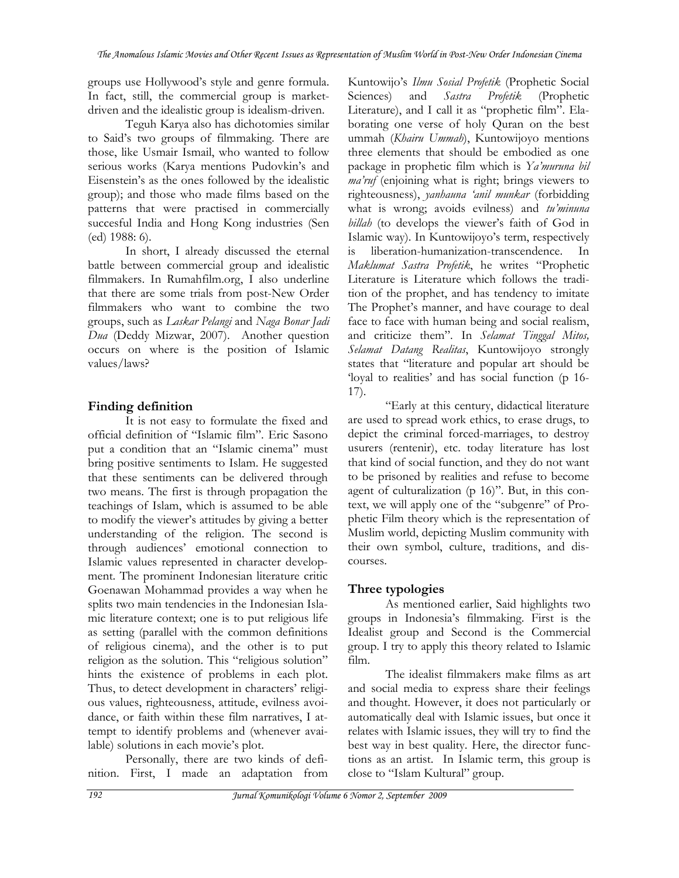groups use Hollywood's style and genre formula. In fact, still, the commercial group is market-driven and the idealistic group is idealism-driven.

Teguh Karya also has dichotomies similar to Said's two groups of filmmaking. There are those, like Usmair Ismail, who wanted to follow serious works (Karya mentions Pudovkin's and Eisenstein's as the ones followed by the idealistic group); and those who made films based on the patterns that were practised in commercially succesful India and Hong Kong industries (Sen (ed) 1988: 6).

In short, I already discussed the eternal battle between commercial group and idealistic filmmakers. In Rumahfilm.org, I also underline that there are some trials from post-New Order filmmakers who want to combine the two groups, such as *Laskar Pelangi* and *Naga Bonar Jadi Dua* (Deddy Mizwar, 2007). Another question occurs on where is the position of Islamic values/laws?

## Finding definition

It is not easy to formulate the fixed and official definition of "Islamic film". Eric Sasono put a condition that an "Islamic cinema" must bring positive sentiments to Islam. He suggested that these sentiments can be delivered through two means. The first is through propagation the teachings of Islam, which is assumed to be able to modify the viewer's attitudes by giving a better understanding of the religion. The second is through audiences' emotional connection to Islamic values represented in character development. The prominent Indonesian literature critic Goenawan Mohammad provides a way when he splits two main tendencies in the Indonesian Islamic literature context; one is to put religious life as setting (parallel with the common definitions of religious cinema), and the other is to put religion as the solution. This "religious solution" hints the existence of problems in each plot. Thus, to detect development in characters' religious values, righteousness, attitude, evilness avoidance, or faith within these film narratives, I attempt to identify problems and (whenever available) solutions in each movie's plot.

Personally, there are two kinds of definition. First, I made an adaptation from Kuntowijo's *Ilmu Sosial Profetik* (Prophetic Social Sciences) and *Sastra Profetik* (Prophetic Literature), and I call it as "prophetic film". Elaborating one verse of holy Quran on the best ummah (*Khairu Ummah*), Kuntowijoyo mentions three elements that should be embodied as one package in prophetic film which is *Ya'muruna bil ma'ruf* (enjoining what is right; brings viewers to righteousness), *yanhauna 'anil munkar* (forbidding what is wrong; avoids evilness) and *tu'minuna billah* (to develops the viewer's faith of God in Islamic way). In Kuntowijoyo's term, respectively is liberation-humanization-transcendence. In *Maklumat Sastra Profetik*, he writes "Prophetic Literature is Literature which follows the tradition of the prophet, and has tendency to imitate The Prophet's manner, and have courage to deal face to face with human being and social realism, and criticize them". In *Selamat Tinggal Mitos, Selamat Datang Realitas*, Kuntowijoyo strongly states that "literature and popular art should be 'loyal to realities' and has social function (p 16-17).

"Early at this century, didactical literature are used to spread work ethics, to erase drugs, to depict the criminal forced-marriages, to destroy usurers (rentenir), etc. today literature has lost that kind of social function, and they do not want to be prisoned by realities and refuse to become agent of culturalization (p 16)". But, in this context, we will apply one of the "subgenre" of Prophetic Film theory which is the representation of Muslim world, depicting Muslim community with their own symbol, culture, traditions, and discourses.

## Three typologies

As mentioned earlier, Said highlights two groups in Indonesia's filmmaking. First is the Idealist group and Second is the Commercial group. I try to apply this theory related to Islamic film.

The idealist filmmakers make films as art and social media to express share their feelings and thought. However, it does not particularly or automatically deal with Islamic issues, but once it relates with Islamic issues, they will try to find the best way in best quality. Here, the director functions as an artist. In Islamic term, this group is close to "Islam Kultural" group.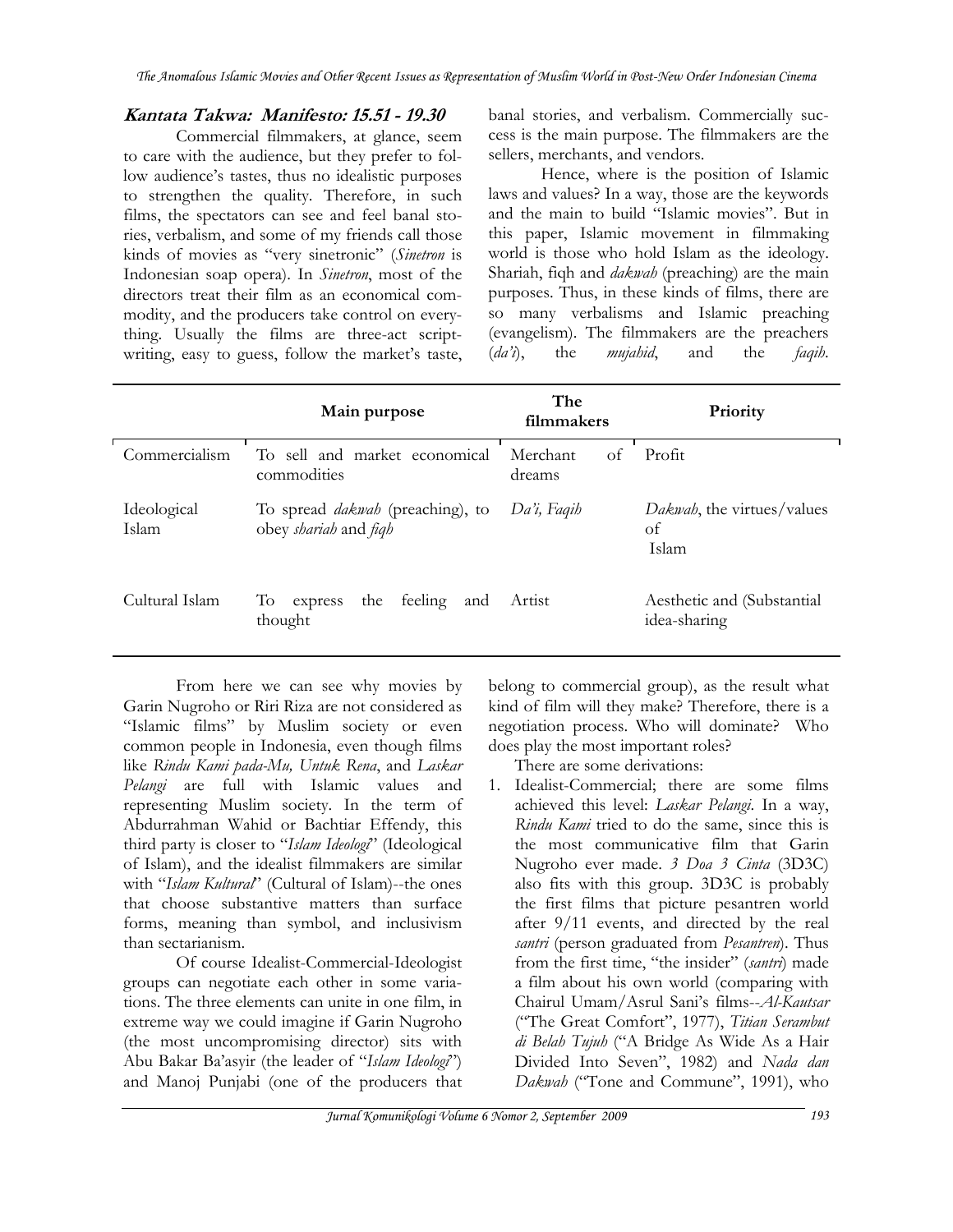### **Kantata Takwa: Manifesto: 15.51 - 19.30**

Commercial filmmakers, at glance, seem to care with the audience, but they prefer to follow audience's tastes, thus no idealistic purposes to strengthen the quality. Therefore, in such films, the spectators can see and feel banal stories, verbalism, and some of my friends call those kinds of movies as "very sinetronic" (*Sinetron* is Indonesian soap opera). In *Sinetron*, most of the directors treat their film as an economical commodity, and the producers take control on everything. Usually the films are three-act scriptwriting, easy to guess, follow the market's taste, banal stories, and verbalism. Commercially success is the main purpose. The filmmakers are the sellers, merchants, and vendors.

Hence, where is the position of Islamic laws and values? In a way, those are the keywords and the main to build "Islamic movies". But in this paper, Islamic movement in filmmaking world is those who hold Islam as the ideology. Shariah, fiqh and *dakwah* (preaching) are the main purposes. Thus, in these kinds of films, there are so many verbalisms and Islamic preaching (evangelism). The filmmakers are the preachers (*da'i*), the *mujahid*, and the *faqih*.

| | Main purpose | The filmmakers | Priority |
|---|---|---|---|
| Commercialism | To sell and market economical commodities | Merchant of dreams | Profit |
| Ideological Islam | To spread *dakwah* (preaching), to obey *shariah* and *fiqh* | *Da'i, Faqih* | *Dakwah*, the virtues/values of Islam |
| Cultural Islam | To express the feeling and thought | Artist | Aesthetic and (Substantial idea-sharing |

From here we can see why movies by Garin Nugroho or Riri Riza are not considered as "Islamic films" by Muslim society or even common people in Indonesia, even though films like *Rindu Kami pada-Mu, Untuk Rena*, and *Laskar Pelangi* are full with Islamic values and representing Muslim society. In the term of Abdurrahman Wahid or Bachtiar Effendy, this third party is closer to "*Islam Ideologi*" (Ideological of Islam), and the idealist filmmakers are similar with "*Islam Kultural*" (Cultural of Islam)--the ones that choose substantive matters than surface forms, meaning than symbol, and inclusivism than sectarianism.

Of course Idealist-Commercial-Ideologist groups can negotiate each other in some variations. The three elements can unite in one film, in extreme way we could imagine if Garin Nugroho (the most uncompromising director) sits with Abu Bakar Ba'asyir (the leader of "*Islam Ideologi*") and Manoj Punjabi (one of the producers that belong to commercial group), as the result what kind of film will they make? Therefore, there is a negotiation process. Who will dominate? Who does play the most important roles?

There are some derivations:

1. Idealist-Commercial; there are some films achieved this level: *Laskar Pelangi*. In a way, *Rindu Kami* tried to do the same, since this is the most communicative film that Garin Nugroho ever made. *3 Doa 3 Cinta* (3D3C) also fits with this group. 3D3C is probably the first films that picture pesantren world after 9/11 events, and directed by the real *santri* (person graduated from *Pesantren*). Thus from the first time, "the insider" (*santri*) made a film about his own world (comparing with Chairul Umam/Asrul Sani's films--*Al-Kautsar* ("The Great Comfort", 1977), *Titian Serambut di Belah Tujuh* ("A Bridge As Wide As a Hair Divided Into Seven", 1982) and *Nada dan Dakwah* ("Tone and Commune", 1991), who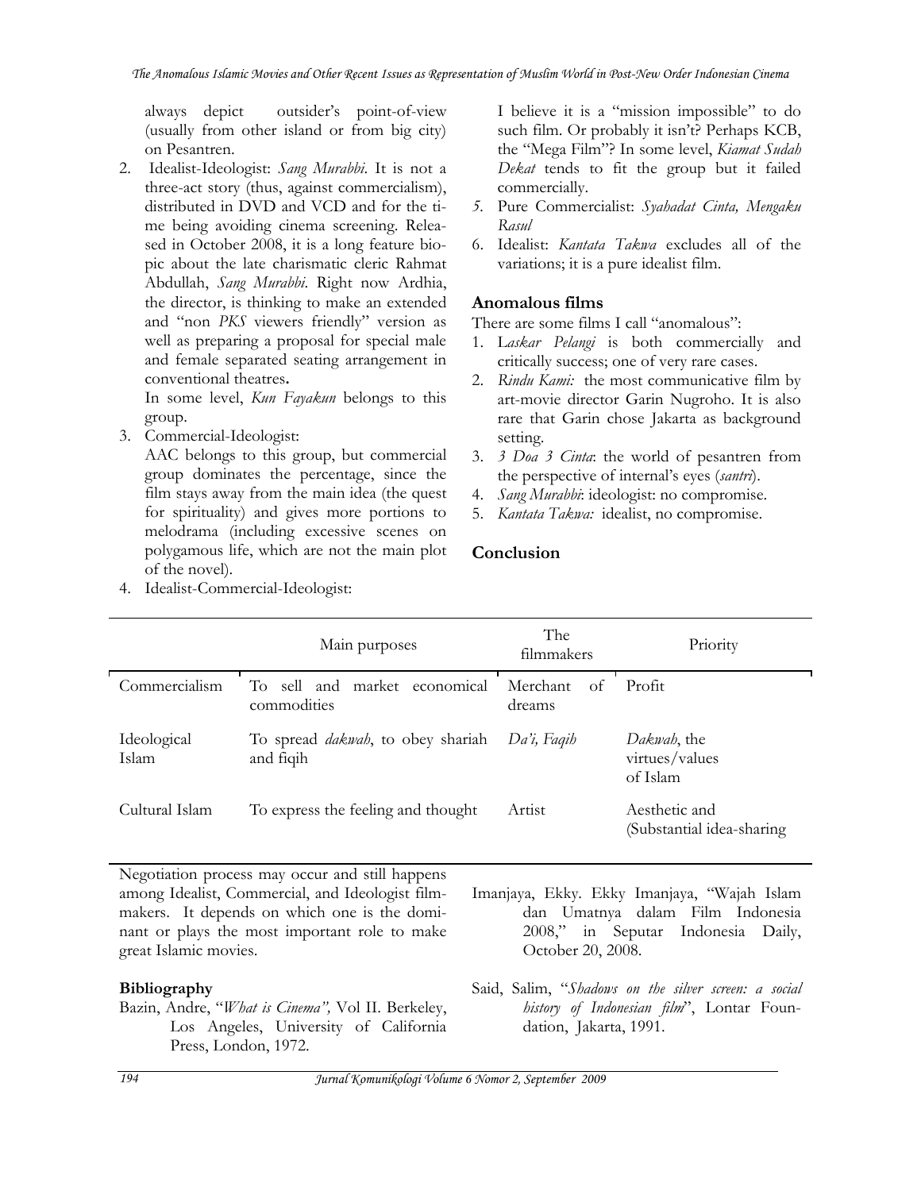always depict outsider's point-of-view (usually from other island or from big city) on Pesantren.

2. Idealist-Ideologist: *Sang Murabbi*. It is not a three-act story (thus, against commercialism), distributed in DVD and VCD and for the time being avoiding cinema screening. Released in October 2008, it is a long feature biopic about the late charismatic cleric Rahmat Abdullah, *Sang Murabbi*. Right now Ardhia, the director, is thinking to make an extended and "non *PKS* viewers friendly" version as well as preparing a proposal for special male and female separated seating arrangement in conventional theatres**.**

   In some level, *Kun Fayakun* belongs to this group.

3. Commercial-Ideologist:

   AAC belongs to this group, but commercial group dominates the percentage, since the film stays away from the main idea (the quest for spirituality) and gives more portions to melodrama (including excessive scenes on polygamous life, which are not the main plot of the novel).

4. Idealist-Commercial-Ideologist:

   I believe it is a "mission impossible" to do such film. Or probably it isn't? Perhaps KCB, the "Mega Film"? In some level, *Kiamat Sudah Dekat* tends to fit the group but it failed commercially.

5. Pure Commercialist: *Syahadat Cinta, Mengaku Rasul*

6. Idealist: *Kantata Takwa* excludes all of the variations; it is a pure idealist film.

## Anomalous films

There are some films I call "anomalous":

1. L*askar Pelangi* is both commercially and critically success; one of very rare cases.
2. *Rindu Kami:* the most communicative film by art-movie director Garin Nugroho. It is also rare that Garin chose Jakarta as background setting.
3. *3 Doa 3 Cinta*: the world of pesantren from the perspective of internal's eyes (*santri*).
4. *Sang Murabbi*: ideologist: no compromise.
5. *Kantata Takwa:* idealist, no compromise.

## Conclusion

| | Main purposes | The filmmakers | Priority |
|---|---|---|---|
| Commercialism | To sell and market economical commodities | Merchant of dreams | Profit |
| Ideological Islam | To spread *dakwah*, to obey shariah and fiqih | *Da'i, Faqih* | *Dakwah*, the virtues/values of Islam |
| Cultural Islam | To express the feeling and thought | Artist | Aesthetic and (Substantial idea-sharing |

Negotiation process may occur and still happens among Idealist, Commercial, and Ideologist filmmakers. It depends on which one is the dominant or plays the most important role to make great Islamic movies.

## Bibliography

Bazin, Andre, "*What is Cinema",* Vol II. Berkeley, Los Angeles, University of California Press, London, 1972.

Imanjaya, Ekky. Ekky Imanjaya, "Wajah Islam dan Umatnya dalam Film Indonesia 2008," in Seputar Indonesia Daily, October 20, 2008.

Said, Salim, "*Shadows on the silver screen: a social history of Indonesian film*", Lontar Foundation, Jakarta, 1991.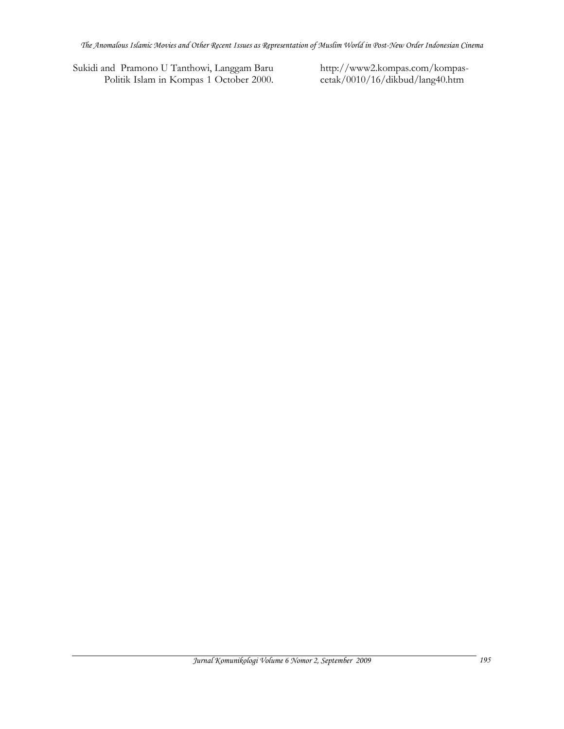Sukidi and Pramono U Tanthowi, Langgam Baru Politik Islam in Kompas 1 October 2000. http://www2.kompas.com/kompas-cetak/0010/16/dikbud/lang40.htm